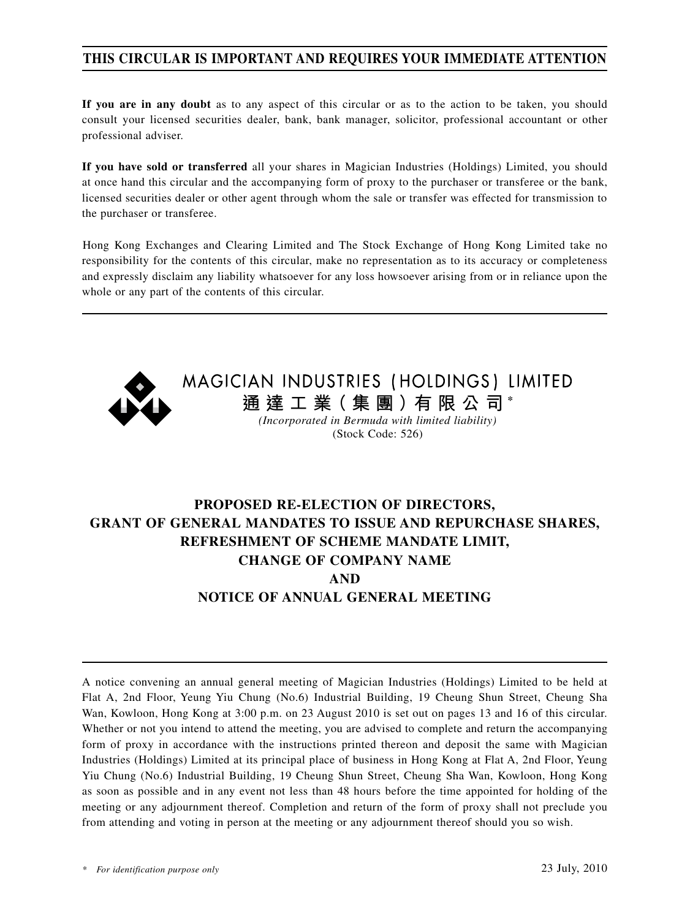**THIS CIRCULAR IS IMPORTANT AND REQUIRES YOUR IMMEDIATE ATTENTION**

**If you are in any doubt** as to any aspect of this circular or as to the action to be taken, you should consult your licensed securities dealer, bank, bank manager, solicitor, professional accountant or other professional adviser.

**If you have sold or transferred** all your shares in Magician Industries (Holdings) Limited, you should at once hand this circular and the accompanying form of proxy to the purchaser or transferee or the bank, licensed securities dealer or other agent through whom the sale or transfer was effected for transmission to the purchaser or transferee.

Hong Kong Exchanges and Clearing Limited and The Stock Exchange of Hong Kong Limited take no responsibility for the contents of this circular, make no representation as to its accuracy or completeness and expressly disclaim any liability whatsoever for any loss howsoever arising from or in reliance upon the whole or any part of the contents of this circular.

MAGICIAN INDUSTRIES (HOLDINGS) LIMITED

通達工業(集團)有限公司*

*(Incorporated in Bermuda with limited liability)*

(Stock Code: 526)

**PROPOSED RE-ELECTION OF DIRECTORS,
GRANT OF GENERAL MANDATES TO ISSUE AND REPURCHASE SHARES,
REFRESHMENT OF SCHEME MANDATE LIMIT,
CHANGE OF COMPANY NAME
AND
NOTICE OF ANNUAL GENERAL MEETING**

A notice convening an annual general meeting of Magician Industries (Holdings) Limited to be held at Flat A, 2nd Floor, Yeung Yiu Chung (No.6) Industrial Building, 19 Cheung Shun Street, Cheung Sha Wan, Kowloon, Hong Kong at 3:00 p.m. on 23 August 2010 is set out on pages 13 and 16 of this circular. Whether or not you intend to attend the meeting, you are advised to complete and return the accompanying form of proxy in accordance with the instructions printed thereon and deposit the same with Magician Industries (Holdings) Limited at its principal place of business in Hong Kong at Flat A, 2nd Floor, Yeung Yiu Chung (No.6) Industrial Building, 19 Cheung Shun Street, Cheung Sha Wan, Kowloon, Hong Kong as soon as possible and in any event not less than 48 hours before the time appointed for holding of the meeting or any adjournment thereof. Completion and return of the form of proxy shall not preclude you from attending and voting in person at the meeting or any adjournment thereof should you so wish.

\* *For identification purpose only*

23 July, 2010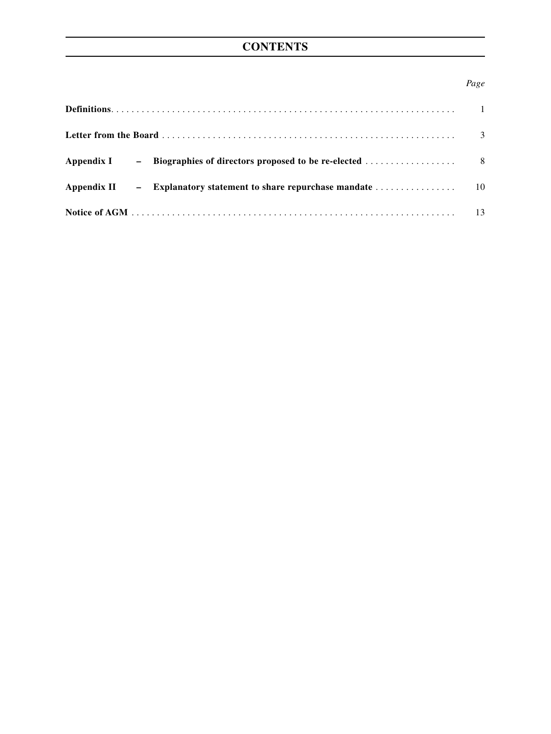# CONTENTS

| | *Page* |
|---|---|
| **Definitions** | 1 |
| **Letter from the Board** | 3 |
| **Appendix I – Biographies of directors proposed to be re-elected** | 8 |
| **Appendix II – Explanatory statement to share repurchase mandate** | 10 |
| **Notice of AGM** | 13 |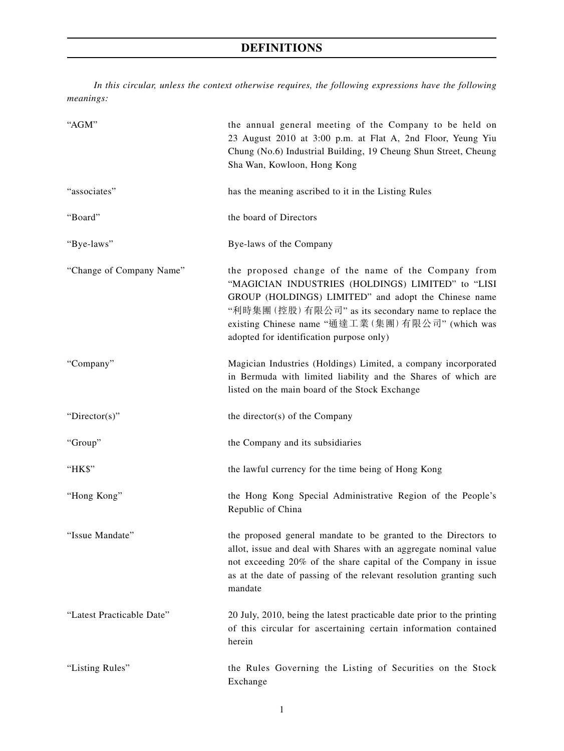# DEFINITIONS

*In this circular, unless the context otherwise requires, the following expressions have the following meanings:*

| | |
|---|---|
| "AGM" | the annual general meeting of the Company to be held on 23 August 2010 at 3:00 p.m. at Flat A, 2nd Floor, Yeung Yiu Chung (No.6) Industrial Building, 19 Cheung Shun Street, Cheung Sha Wan, Kowloon, Hong Kong |
| "associates" | has the meaning ascribed to it in the Listing Rules |
| "Board" | the board of Directors |
| "Bye-laws" | Bye-laws of the Company |
| "Change of Company Name" | the proposed change of the name of the Company from "MAGICIAN INDUSTRIES (HOLDINGS) LIMITED" to "LISI GROUP (HOLDINGS) LIMITED" and adopt the Chinese name "利時集團(控股)有限公司" as its secondary name to replace the existing Chinese name "通達工業(集團)有限公司" (which was adopted for identification purpose only) |
| "Company" | Magician Industries (Holdings) Limited, a company incorporated in Bermuda with limited liability and the Shares of which are listed on the main board of the Stock Exchange |
| "Director(s)" | the director(s) of the Company |
| "Group" | the Company and its subsidiaries |
| "HK$" | the lawful currency for the time being of Hong Kong |
| "Hong Kong" | the Hong Kong Special Administrative Region of the People's Republic of China |
| "Issue Mandate" | the proposed general mandate to be granted to the Directors to allot, issue and deal with Shares with an aggregate nominal value not exceeding 20% of the share capital of the Company in issue as at the date of passing of the relevant resolution granting such mandate |
| "Latest Practicable Date" | 20 July, 2010, being the latest practicable date prior to the printing of this circular for ascertaining certain information contained herein |
| "Listing Rules" | the Rules Governing the Listing of Securities on the Stock Exchange |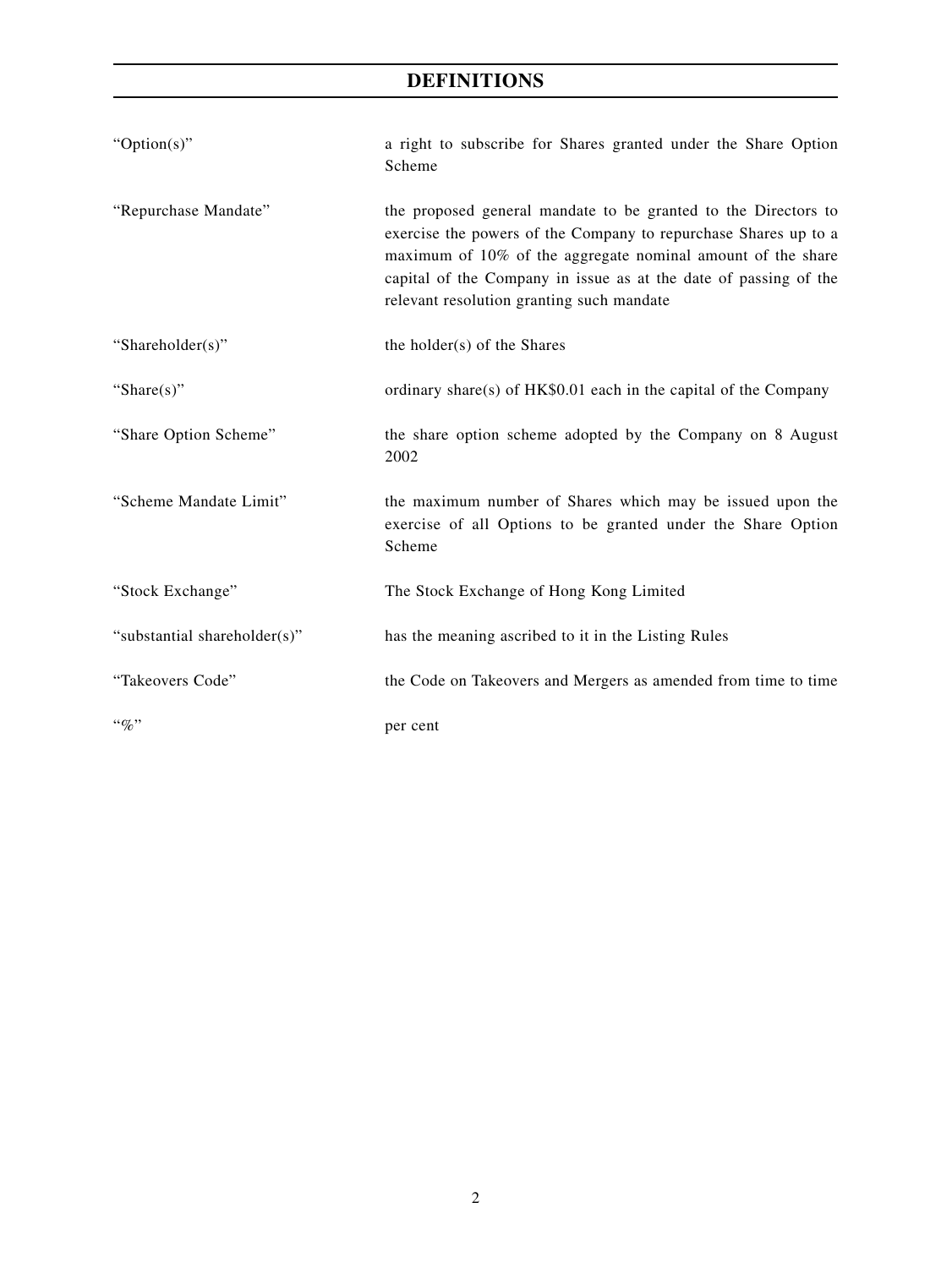## DEFINITIONS

| | |
|---|---|
| "Option(s)" | a right to subscribe for Shares granted under the Share Option Scheme |
| "Repurchase Mandate" | the proposed general mandate to be granted to the Directors to exercise the powers of the Company to repurchase Shares up to a maximum of 10% of the aggregate nominal amount of the share capital of the Company in issue as at the date of passing of the relevant resolution granting such mandate |
| "Shareholder(s)" | the holder(s) of the Shares |
| "Share(s)" | ordinary share(s) of HK$0.01 each in the capital of the Company |
| "Share Option Scheme" | the share option scheme adopted by the Company on 8 August 2002 |
| "Scheme Mandate Limit" | the maximum number of Shares which may be issued upon the exercise of all Options to be granted under the Share Option Scheme |
| "Stock Exchange" | The Stock Exchange of Hong Kong Limited |
| "substantial shareholder(s)" | has the meaning ascribed to it in the Listing Rules |
| "Takeovers Code" | the Code on Takeovers and Mergers as amended from time to time |
| "%" | per cent |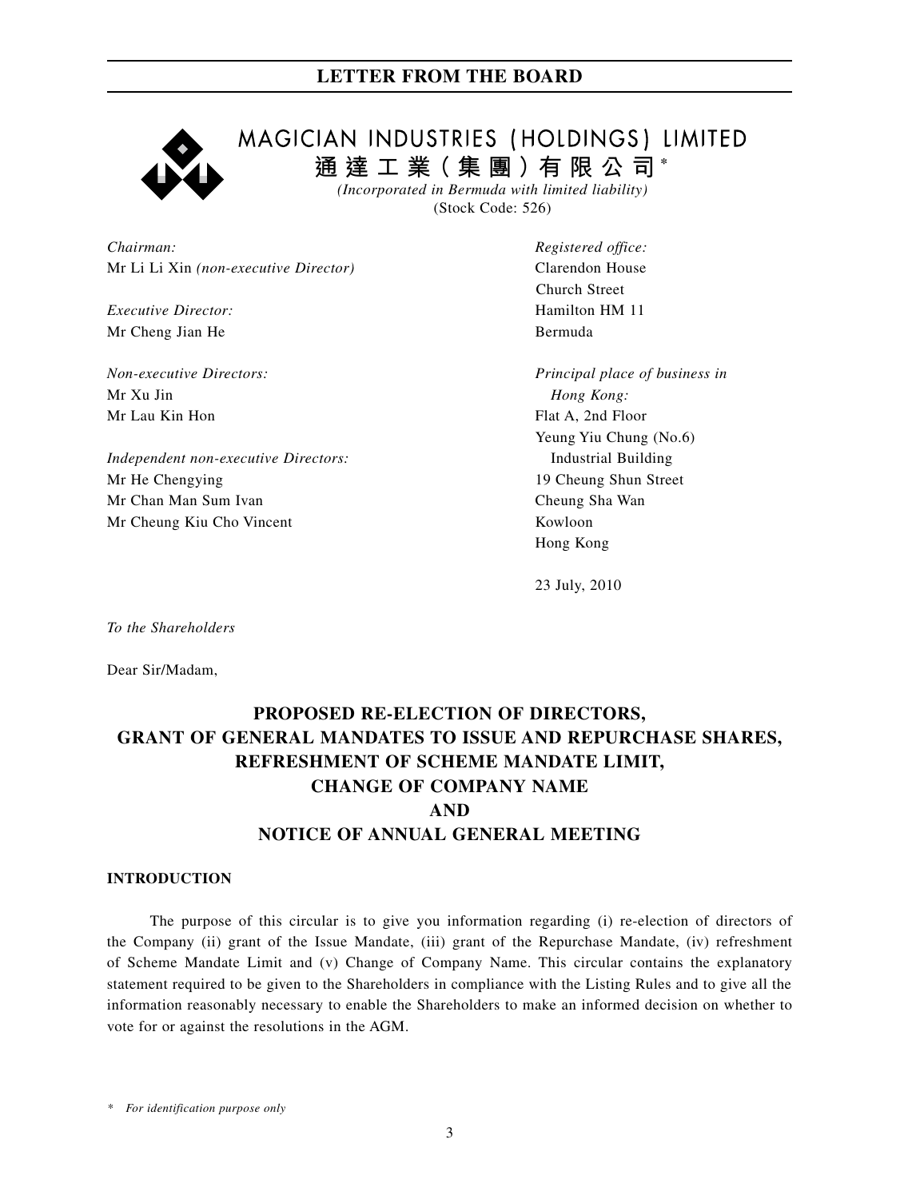# MAGICIAN INDUSTRIES (HOLDINGS) LIMITED

# 通達工業(集團)有限公司*

*(Incorporated in Bermuda with limited liability)*

(Stock Code: 526)

*Chairman:*
Mr Li Li Xin *(non-executive Director)*

*Executive Director:*
Mr Cheng Jian He

*Non-executive Directors:*
Mr Xu Jin
Mr Lau Kin Hon

*Independent non-executive Directors:*
Mr He Chengying
Mr Chan Man Sum Ivan
Mr Cheung Kiu Cho Vincent

*Registered office:*
Clarendon House
Church Street
Hamilton HM 11
Bermuda

*Principal place of business in Hong Kong:*
Flat A, 2nd Floor
Yeung Yiu Chung (No.6) Industrial Building
19 Cheung Shun Street
Cheung Sha Wan
Kowloon
Hong Kong

23 July, 2010

*To the Shareholders*

Dear Sir/Madam,

## PROPOSED RE-ELECTION OF DIRECTORS, GRANT OF GENERAL MANDATES TO ISSUE AND REPURCHASE SHARES, REFRESHMENT OF SCHEME MANDATE LIMIT, CHANGE OF COMPANY NAME AND NOTICE OF ANNUAL GENERAL MEETING

### INTRODUCTION

The purpose of this circular is to give you information regarding (i) re-election of directors of the Company (ii) grant of the Issue Mandate, (iii) grant of the Repurchase Mandate, (iv) refreshment of Scheme Mandate Limit and (v) Change of Company Name. This circular contains the explanatory statement required to be given to the Shareholders in compliance with the Listing Rules and to give all the information reasonably necessary to enable the Shareholders to make an informed decision on whether to vote for or against the resolutions in the AGM.

\* *For identification purpose only*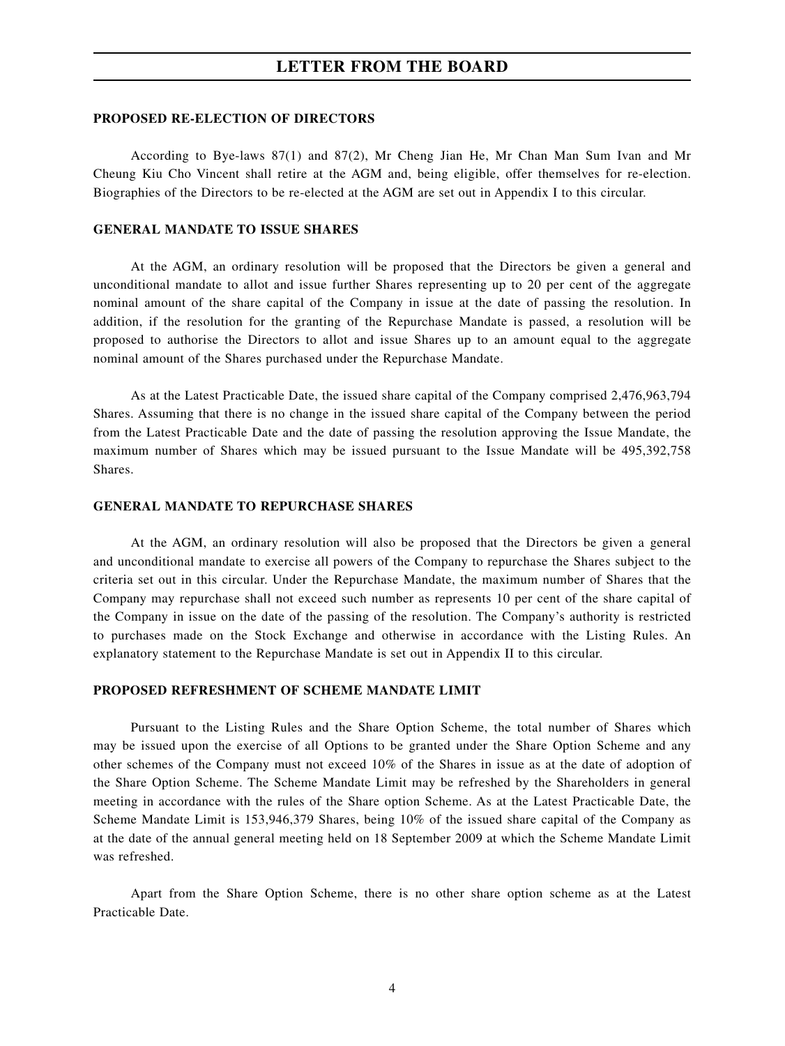## LETTER FROM THE BOARD

### PROPOSED RE-ELECTION OF DIRECTORS

According to Bye-laws 87(1) and 87(2), Mr Cheng Jian He, Mr Chan Man Sum Ivan and Mr Cheung Kiu Cho Vincent shall retire at the AGM and, being eligible, offer themselves for re-election. Biographies of the Directors to be re-elected at the AGM are set out in Appendix I to this circular.

### GENERAL MANDATE TO ISSUE SHARES

At the AGM, an ordinary resolution will be proposed that the Directors be given a general and unconditional mandate to allot and issue further Shares representing up to 20 per cent of the aggregate nominal amount of the share capital of the Company in issue at the date of passing the resolution. In addition, if the resolution for the granting of the Repurchase Mandate is passed, a resolution will be proposed to authorise the Directors to allot and issue Shares up to an amount equal to the aggregate nominal amount of the Shares purchased under the Repurchase Mandate.

As at the Latest Practicable Date, the issued share capital of the Company comprised 2,476,963,794 Shares. Assuming that there is no change in the issued share capital of the Company between the period from the Latest Practicable Date and the date of passing the resolution approving the Issue Mandate, the maximum number of Shares which may be issued pursuant to the Issue Mandate will be 495,392,758 Shares.

### GENERAL MANDATE TO REPURCHASE SHARES

At the AGM, an ordinary resolution will also be proposed that the Directors be given a general and unconditional mandate to exercise all powers of the Company to repurchase the Shares subject to the criteria set out in this circular. Under the Repurchase Mandate, the maximum number of Shares that the Company may repurchase shall not exceed such number as represents 10 per cent of the share capital of the Company in issue on the date of the passing of the resolution. The Company's authority is restricted to purchases made on the Stock Exchange and otherwise in accordance with the Listing Rules. An explanatory statement to the Repurchase Mandate is set out in Appendix II to this circular.

### PROPOSED REFRESHMENT OF SCHEME MANDATE LIMIT

Pursuant to the Listing Rules and the Share Option Scheme, the total number of Shares which may be issued upon the exercise of all Options to be granted under the Share Option Scheme and any other schemes of the Company must not exceed 10% of the Shares in issue as at the date of adoption of the Share Option Scheme. The Scheme Mandate Limit may be refreshed by the Shareholders in general meeting in accordance with the rules of the Share option Scheme. As at the Latest Practicable Date, the Scheme Mandate Limit is 153,946,379 Shares, being 10% of the issued share capital of the Company as at the date of the annual general meeting held on 18 September 2009 at which the Scheme Mandate Limit was refreshed.

Apart from the Share Option Scheme, there is no other share option scheme as at the Latest Practicable Date.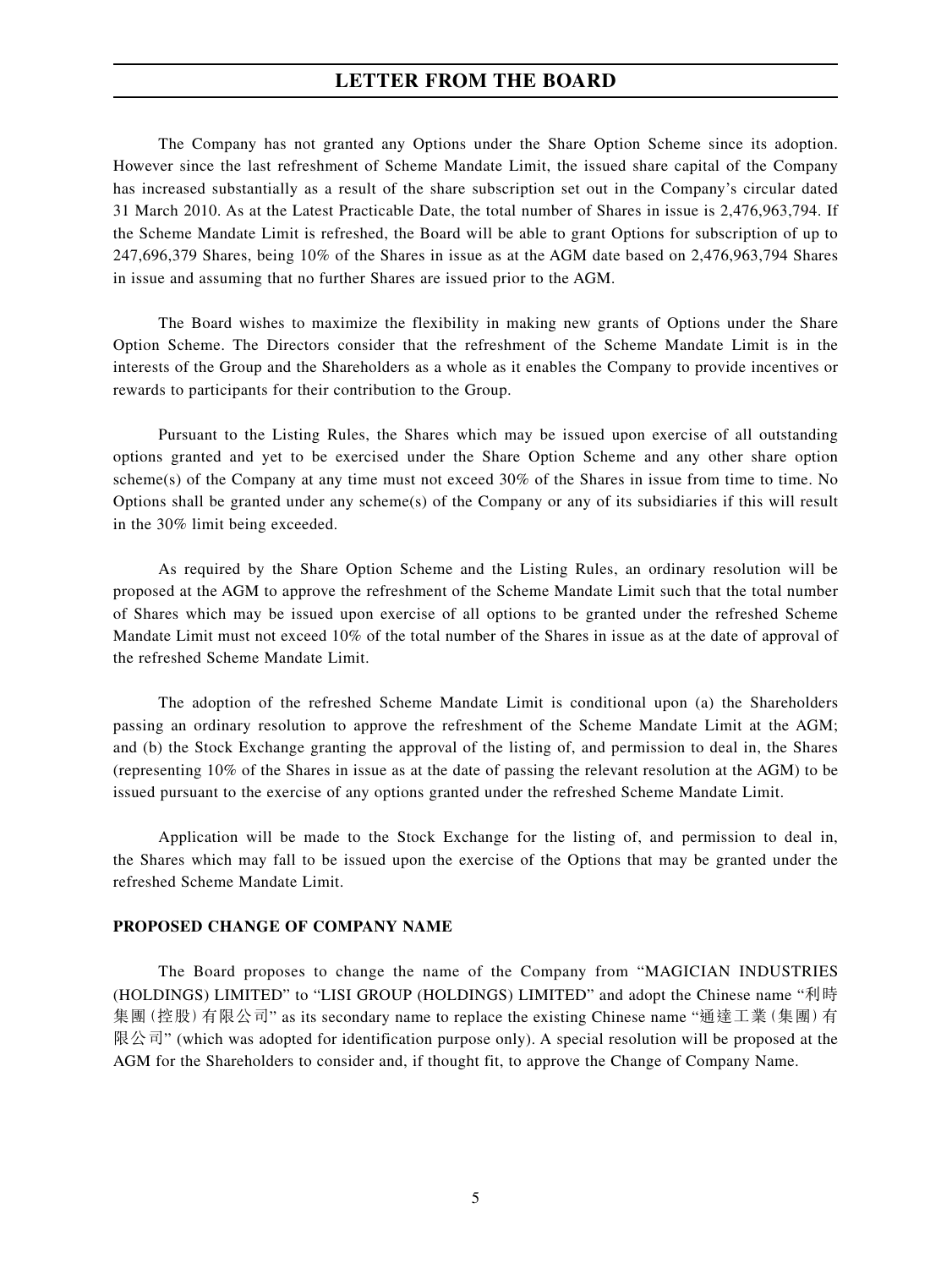The Company has not granted any Options under the Share Option Scheme since its adoption. However since the last refreshment of Scheme Mandate Limit, the issued share capital of the Company has increased substantially as a result of the share subscription set out in the Company's circular dated 31 March 2010. As at the Latest Practicable Date, the total number of Shares in issue is 2,476,963,794. If the Scheme Mandate Limit is refreshed, the Board will be able to grant Options for subscription of up to 247,696,379 Shares, being 10% of the Shares in issue as at the AGM date based on 2,476,963,794 Shares in issue and assuming that no further Shares are issued prior to the AGM.

The Board wishes to maximize the flexibility in making new grants of Options under the Share Option Scheme. The Directors consider that the refreshment of the Scheme Mandate Limit is in the interests of the Group and the Shareholders as a whole as it enables the Company to provide incentives or rewards to participants for their contribution to the Group.

Pursuant to the Listing Rules, the Shares which may be issued upon exercise of all outstanding options granted and yet to be exercised under the Share Option Scheme and any other share option scheme(s) of the Company at any time must not exceed 30% of the Shares in issue from time to time. No Options shall be granted under any scheme(s) of the Company or any of its subsidiaries if this will result in the 30% limit being exceeded.

As required by the Share Option Scheme and the Listing Rules, an ordinary resolution will be proposed at the AGM to approve the refreshment of the Scheme Mandate Limit such that the total number of Shares which may be issued upon exercise of all options to be granted under the refreshed Scheme Mandate Limit must not exceed 10% of the total number of the Shares in issue as at the date of approval of the refreshed Scheme Mandate Limit.

The adoption of the refreshed Scheme Mandate Limit is conditional upon (a) the Shareholders passing an ordinary resolution to approve the refreshment of the Scheme Mandate Limit at the AGM; and (b) the Stock Exchange granting the approval of the listing of, and permission to deal in, the Shares (representing 10% of the Shares in issue as at the date of passing the relevant resolution at the AGM) to be issued pursuant to the exercise of any options granted under the refreshed Scheme Mandate Limit.

Application will be made to the Stock Exchange for the listing of, and permission to deal in, the Shares which may fall to be issued upon the exercise of the Options that may be granted under the refreshed Scheme Mandate Limit.

**PROPOSED CHANGE OF COMPANY NAME**

The Board proposes to change the name of the Company from "MAGICIAN INDUSTRIES (HOLDINGS) LIMITED" to "LISI GROUP (HOLDINGS) LIMITED" and adopt the Chinese name "利時集團(控股)有限公司" as its secondary name to replace the existing Chinese name "通達工業(集團)有限公司" (which was adopted for identification purpose only). A special resolution will be proposed at the AGM for the Shareholders to consider and, if thought fit, to approve the Change of Company Name.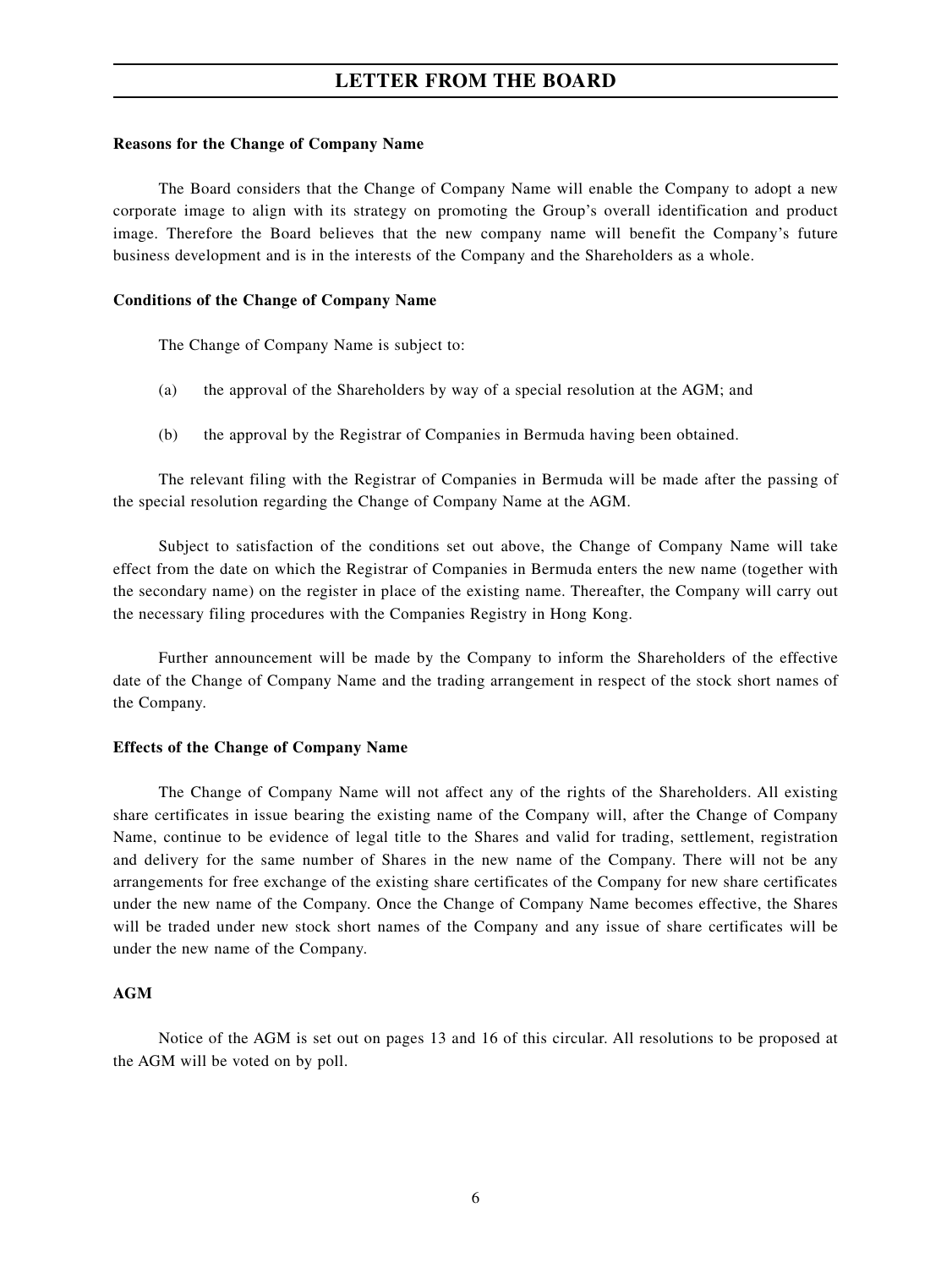## LETTER FROM THE BOARD

**Reasons for the Change of Company Name**

The Board considers that the Change of Company Name will enable the Company to adopt a new corporate image to align with its strategy on promoting the Group's overall identification and product image. Therefore the Board believes that the new company name will benefit the Company's future business development and is in the interests of the Company and the Shareholders as a whole.

**Conditions of the Change of Company Name**

The Change of Company Name is subject to:

(a) the approval of the Shareholders by way of a special resolution at the AGM; and

(b) the approval by the Registrar of Companies in Bermuda having been obtained.

The relevant filing with the Registrar of Companies in Bermuda will be made after the passing of the special resolution regarding the Change of Company Name at the AGM.

Subject to satisfaction of the conditions set out above, the Change of Company Name will take effect from the date on which the Registrar of Companies in Bermuda enters the new name (together with the secondary name) on the register in place of the existing name. Thereafter, the Company will carry out the necessary filing procedures with the Companies Registry in Hong Kong.

Further announcement will be made by the Company to inform the Shareholders of the effective date of the Change of Company Name and the trading arrangement in respect of the stock short names of the Company.

**Effects of the Change of Company Name**

The Change of Company Name will not affect any of the rights of the Shareholders. All existing share certificates in issue bearing the existing name of the Company will, after the Change of Company Name, continue to be evidence of legal title to the Shares and valid for trading, settlement, registration and delivery for the same number of Shares in the new name of the Company. There will not be any arrangements for free exchange of the existing share certificates of the Company for new share certificates under the new name of the Company. Once the Change of Company Name becomes effective, the Shares will be traded under new stock short names of the Company and any issue of share certificates will be under the new name of the Company.

**AGM**

Notice of the AGM is set out on pages 13 and 16 of this circular. All resolutions to be proposed at the AGM will be voted on by poll.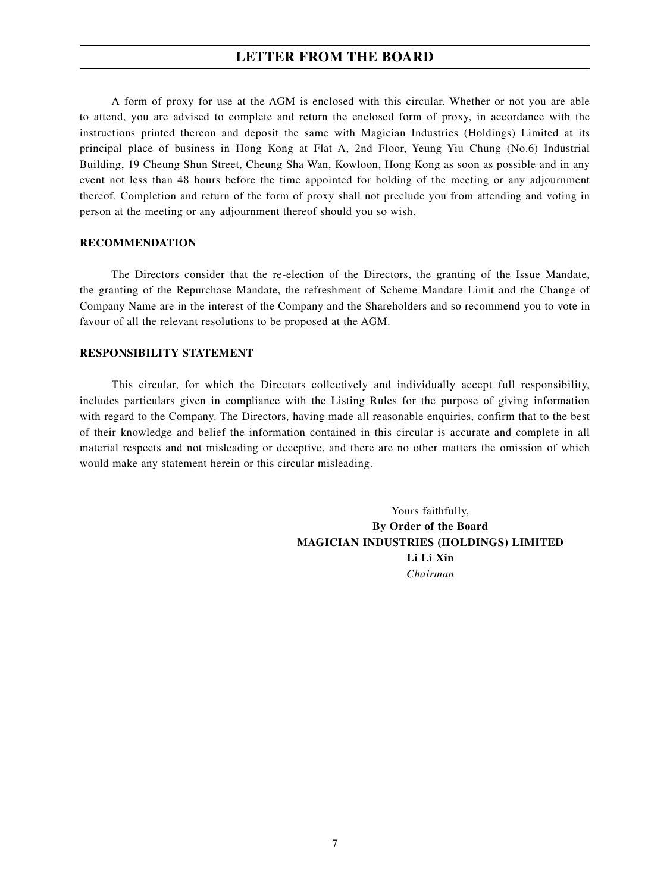A form of proxy for use at the AGM is enclosed with this circular. Whether or not you are able to attend, you are advised to complete and return the enclosed form of proxy, in accordance with the instructions printed thereon and deposit the same with Magician Industries (Holdings) Limited at its principal place of business in Hong Kong at Flat A, 2nd Floor, Yeung Yiu Chung (No.6) Industrial Building, 19 Cheung Shun Street, Cheung Sha Wan, Kowloon, Hong Kong as soon as possible and in any event not less than 48 hours before the time appointed for holding of the meeting or any adjournment thereof. Completion and return of the form of proxy shall not preclude you from attending and voting in person at the meeting or any adjournment thereof should you so wish.

**RECOMMENDATION**

The Directors consider that the re-election of the Directors, the granting of the Issue Mandate, the granting of the Repurchase Mandate, the refreshment of Scheme Mandate Limit and the Change of Company Name are in the interest of the Company and the Shareholders and so recommend you to vote in favour of all the relevant resolutions to be proposed at the AGM.

**RESPONSIBILITY STATEMENT**

This circular, for which the Directors collectively and individually accept full responsibility, includes particulars given in compliance with the Listing Rules for the purpose of giving information with regard to the Company. The Directors, having made all reasonable enquiries, confirm that to the best of their knowledge and belief the information contained in this circular is accurate and complete in all material respects and not misleading or deceptive, and there are no other matters the omission of which would make any statement herein or this circular misleading.

Yours faithfully,
**By Order of the Board**
**MAGICIAN INDUSTRIES (HOLDINGS) LIMITED**
**Li Li Xin**
*Chairman*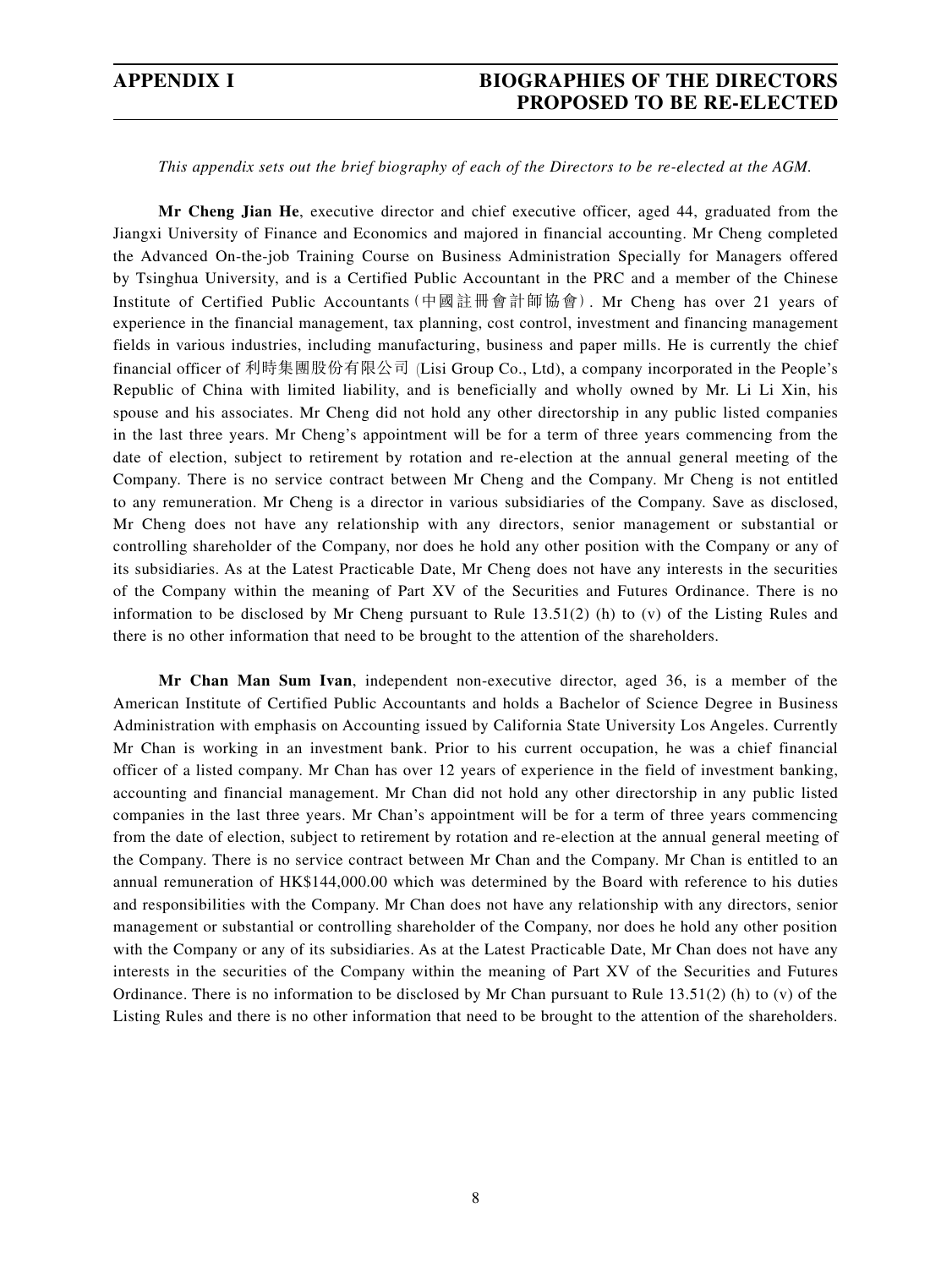# APPENDIX I BIOGRAPHIES OF THE DIRECTORS PROPOSED TO BE RE-ELECTED

*This appendix sets out the brief biography of each of the Directors to be re-elected at the AGM.*

**Mr Cheng Jian He**, executive director and chief executive officer, aged 44, graduated from the Jiangxi University of Finance and Economics and majored in financial accounting. Mr Cheng completed the Advanced On-the-job Training Course on Business Administration Specially for Managers offered by Tsinghua University, and is a Certified Public Accountant in the PRC and a member of the Chinese Institute of Certified Public Accountants（中國註冊會計師協會）. Mr Cheng has over 21 years of experience in the financial management, tax planning, cost control, investment and financing management fields in various industries, including manufacturing, business and paper mills. He is currently the chief financial officer of 利時集團股份有限公司 (Lisi Group Co., Ltd), a company incorporated in the People's Republic of China with limited liability, and is beneficially and wholly owned by Mr. Li Li Xin, his spouse and his associates. Mr Cheng did not hold any other directorship in any public listed companies in the last three years. Mr Cheng's appointment will be for a term of three years commencing from the date of election, subject to retirement by rotation and re-election at the annual general meeting of the Company. There is no service contract between Mr Cheng and the Company. Mr Cheng is not entitled to any remuneration. Mr Cheng is a director in various subsidiaries of the Company. Save as disclosed, Mr Cheng does not have any relationship with any directors, senior management or substantial or controlling shareholder of the Company, nor does he hold any other position with the Company or any of its subsidiaries. As at the Latest Practicable Date, Mr Cheng does not have any interests in the securities of the Company within the meaning of Part XV of the Securities and Futures Ordinance. There is no information to be disclosed by Mr Cheng pursuant to Rule 13.51(2) (h) to (v) of the Listing Rules and there is no other information that need to be brought to the attention of the shareholders.

**Mr Chan Man Sum Ivan**, independent non-executive director, aged 36, is a member of the American Institute of Certified Public Accountants and holds a Bachelor of Science Degree in Business Administration with emphasis on Accounting issued by California State University Los Angeles. Currently Mr Chan is working in an investment bank. Prior to his current occupation, he was a chief financial officer of a listed company. Mr Chan has over 12 years of experience in the field of investment banking, accounting and financial management. Mr Chan did not hold any other directorship in any public listed companies in the last three years. Mr Chan's appointment will be for a term of three years commencing from the date of election, subject to retirement by rotation and re-election at the annual general meeting of the Company. There is no service contract between Mr Chan and the Company. Mr Chan is entitled to an annual remuneration of HK$144,000.00 which was determined by the Board with reference to his duties and responsibilities with the Company. Mr Chan does not have any relationship with any directors, senior management or substantial or controlling shareholder of the Company, nor does he hold any other position with the Company or any of its subsidiaries. As at the Latest Practicable Date, Mr Chan does not have any interests in the securities of the Company within the meaning of Part XV of the Securities and Futures Ordinance. There is no information to be disclosed by Mr Chan pursuant to Rule 13.51(2) (h) to (v) of the Listing Rules and there is no other information that need to be brought to the attention of the shareholders.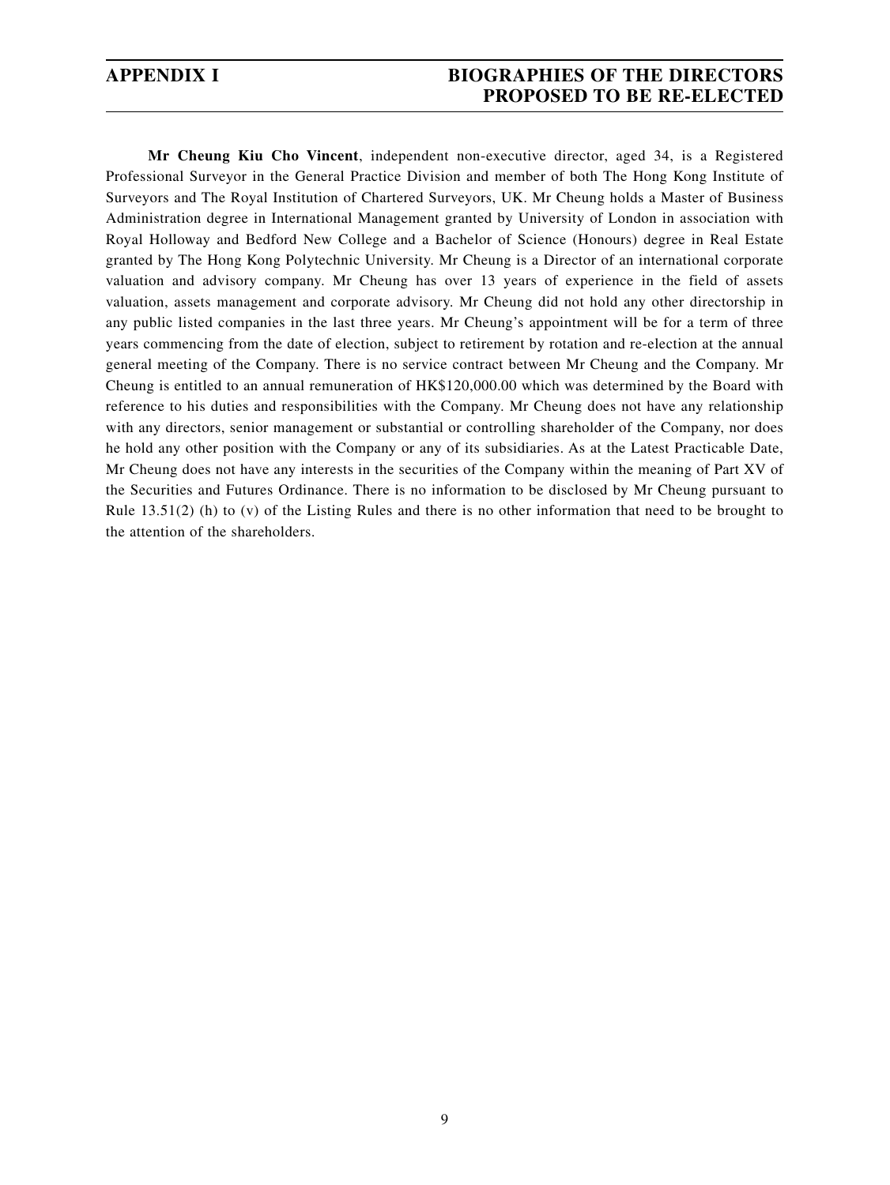**Mr Cheung Kiu Cho Vincent**, independent non-executive director, aged 34, is a Registered Professional Surveyor in the General Practice Division and member of both The Hong Kong Institute of Surveyors and The Royal Institution of Chartered Surveyors, UK. Mr Cheung holds a Master of Business Administration degree in International Management granted by University of London in association with Royal Holloway and Bedford New College and a Bachelor of Science (Honours) degree in Real Estate granted by The Hong Kong Polytechnic University. Mr Cheung is a Director of an international corporate valuation and advisory company. Mr Cheung has over 13 years of experience in the field of assets valuation, assets management and corporate advisory. Mr Cheung did not hold any other directorship in any public listed companies in the last three years. Mr Cheung's appointment will be for a term of three years commencing from the date of election, subject to retirement by rotation and re-election at the annual general meeting of the Company. There is no service contract between Mr Cheung and the Company. Mr Cheung is entitled to an annual remuneration of HK$120,000.00 which was determined by the Board with reference to his duties and responsibilities with the Company. Mr Cheung does not have any relationship with any directors, senior management or substantial or controlling shareholder of the Company, nor does he hold any other position with the Company or any of its subsidiaries. As at the Latest Practicable Date, Mr Cheung does not have any interests in the securities of the Company within the meaning of Part XV of the Securities and Futures Ordinance. There is no information to be disclosed by Mr Cheung pursuant to Rule 13.51(2) (h) to (v) of the Listing Rules and there is no other information that need to be brought to the attention of the shareholders.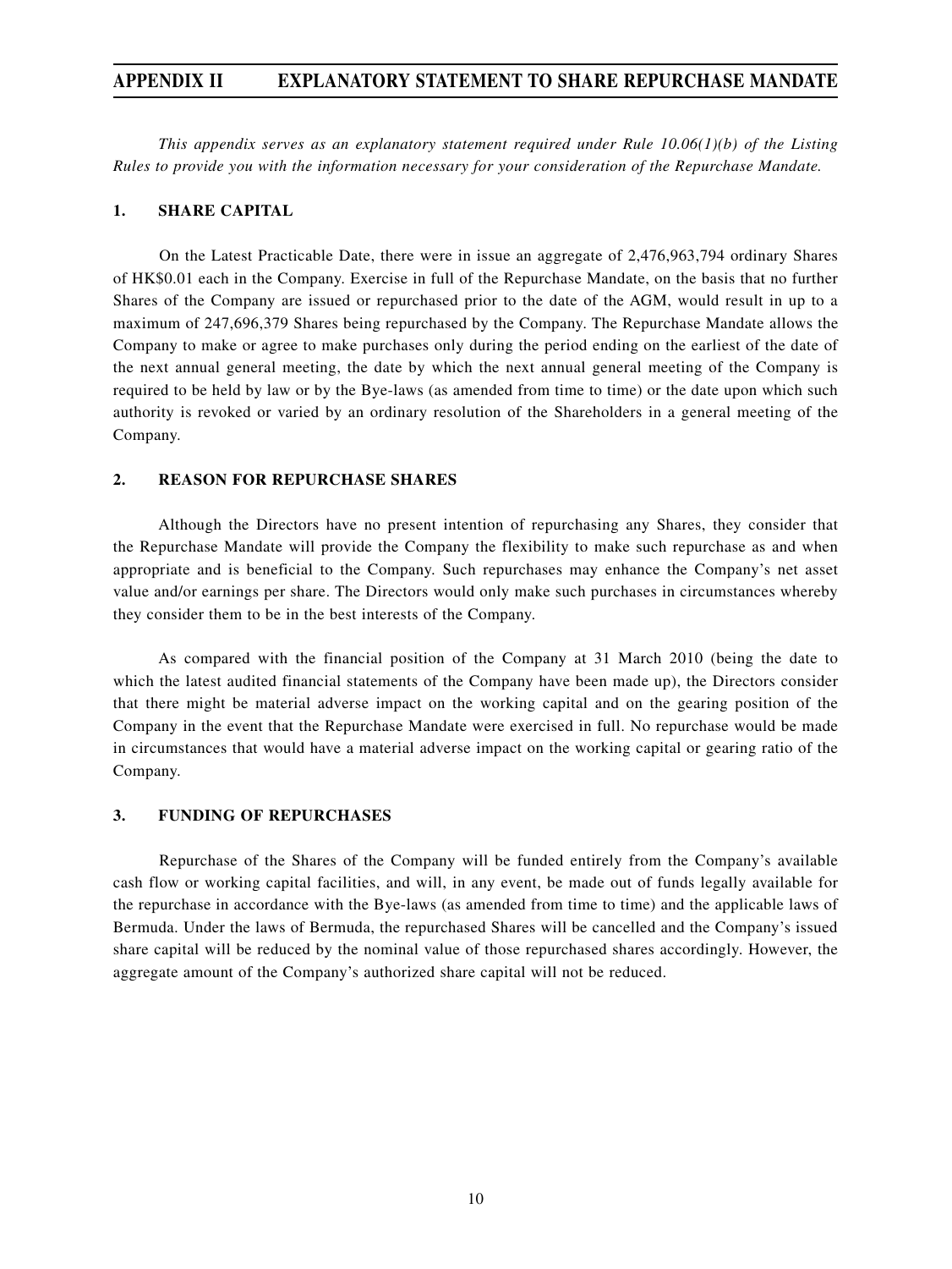# APPENDIX II EXPLANATORY STATEMENT TO SHARE REPURCHASE MANDATE

*This appendix serves as an explanatory statement required under Rule 10.06(1)(b) of the Listing Rules to provide you with the information necessary for your consideration of the Repurchase Mandate.*

## 1. SHARE CAPITAL

On the Latest Practicable Date, there were in issue an aggregate of 2,476,963,794 ordinary Shares of HK$0.01 each in the Company. Exercise in full of the Repurchase Mandate, on the basis that no further Shares of the Company are issued or repurchased prior to the date of the AGM, would result in up to a maximum of 247,696,379 Shares being repurchased by the Company. The Repurchase Mandate allows the Company to make or agree to make purchases only during the period ending on the earliest of the date of the next annual general meeting, the date by which the next annual general meeting of the Company is required to be held by law or by the Bye-laws (as amended from time to time) or the date upon which such authority is revoked or varied by an ordinary resolution of the Shareholders in a general meeting of the Company.

## 2. REASON FOR REPURCHASE SHARES

Although the Directors have no present intention of repurchasing any Shares, they consider that the Repurchase Mandate will provide the Company the flexibility to make such repurchase as and when appropriate and is beneficial to the Company. Such repurchases may enhance the Company's net asset value and/or earnings per share. The Directors would only make such purchases in circumstances whereby they consider them to be in the best interests of the Company.

As compared with the financial position of the Company at 31 March 2010 (being the date to which the latest audited financial statements of the Company have been made up), the Directors consider that there might be material adverse impact on the working capital and on the gearing position of the Company in the event that the Repurchase Mandate were exercised in full. No repurchase would be made in circumstances that would have a material adverse impact on the working capital or gearing ratio of the Company.

## 3. FUNDING OF REPURCHASES

Repurchase of the Shares of the Company will be funded entirely from the Company's available cash flow or working capital facilities, and will, in any event, be made out of funds legally available for the repurchase in accordance with the Bye-laws (as amended from time to time) and the applicable laws of Bermuda. Under the laws of Bermuda, the repurchased Shares will be cancelled and the Company's issued share capital will be reduced by the nominal value of those repurchased shares accordingly. However, the aggregate amount of the Company's authorized share capital will not be reduced.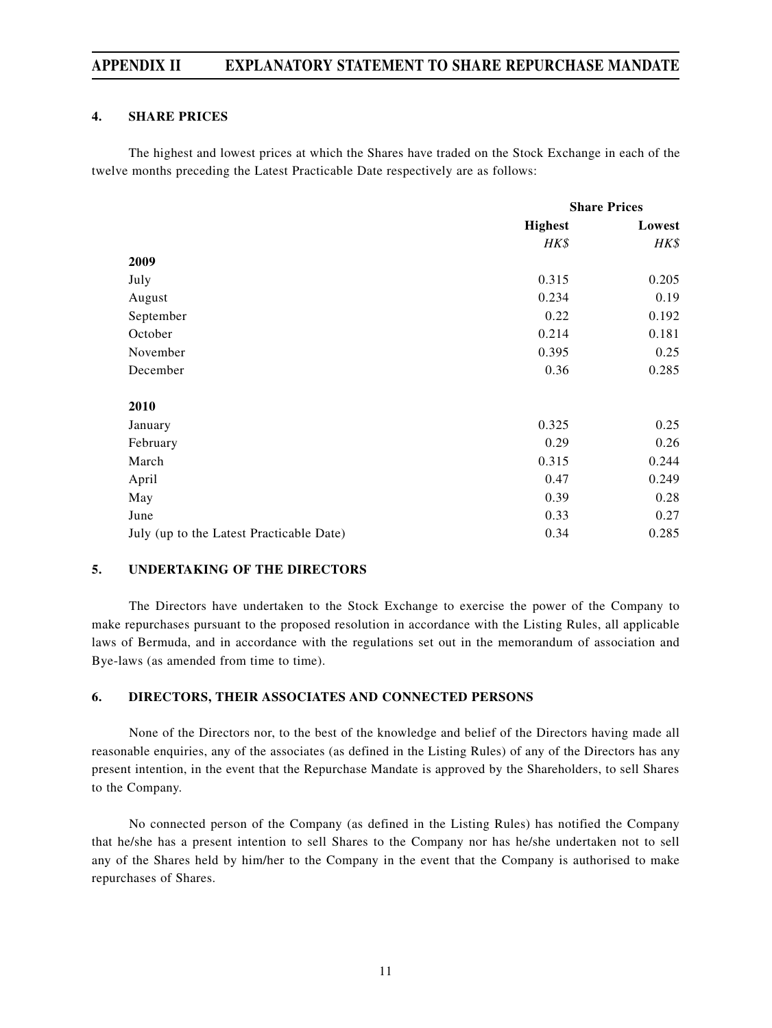## 4. SHARE PRICES

The highest and lowest prices at which the Shares have traded on the Stock Exchange in each of the twelve months preceding the Latest Practicable Date respectively are as follows:

| | Share Prices | |
|---|---|---|
| | **Highest** | **Lowest** |
| | *HK$* | *HK$* |
| **2009** | | |
| July | 0.315 | 0.205 |
| August | 0.234 | 0.19 |
| September | 0.22 | 0.192 |
| October | 0.214 | 0.181 |
| November | 0.395 | 0.25 |
| December | 0.36 | 0.285 |
| **2010** | | |
| January | 0.325 | 0.25 |
| February | 0.29 | 0.26 |
| March | 0.315 | 0.244 |
| April | 0.47 | 0.249 |
| May | 0.39 | 0.28 |
| June | 0.33 | 0.27 |
| July (up to the Latest Practicable Date) | 0.34 | 0.285 |

## 5. UNDERTAKING OF THE DIRECTORS

The Directors have undertaken to the Stock Exchange to exercise the power of the Company to make repurchases pursuant to the proposed resolution in accordance with the Listing Rules, all applicable laws of Bermuda, and in accordance with the regulations set out in the memorandum of association and Bye-laws (as amended from time to time).

## 6. DIRECTORS, THEIR ASSOCIATES AND CONNECTED PERSONS

None of the Directors nor, to the best of the knowledge and belief of the Directors having made all reasonable enquiries, any of the associates (as defined in the Listing Rules) of any of the Directors has any present intention, in the event that the Repurchase Mandate is approved by the Shareholders, to sell Shares to the Company.

No connected person of the Company (as defined in the Listing Rules) has notified the Company that he/she has a present intention to sell Shares to the Company nor has he/she undertaken not to sell any of the Shares held by him/her to the Company in the event that the Company is authorised to make repurchases of Shares.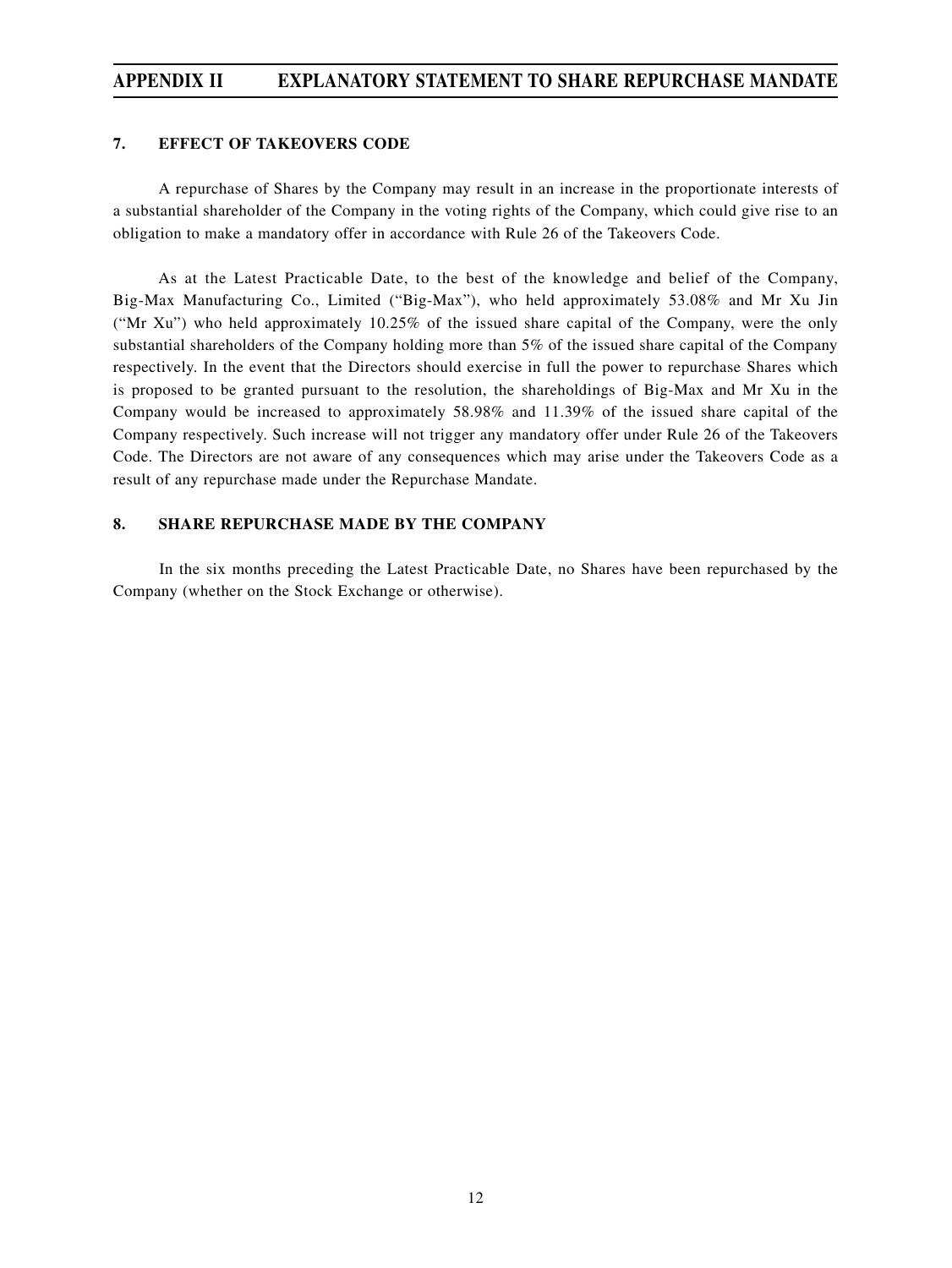## 7. EFFECT OF TAKEOVERS CODE

A repurchase of Shares by the Company may result in an increase in the proportionate interests of a substantial shareholder of the Company in the voting rights of the Company, which could give rise to an obligation to make a mandatory offer in accordance with Rule 26 of the Takeovers Code.

As at the Latest Practicable Date, to the best of the knowledge and belief of the Company, Big-Max Manufacturing Co., Limited ("Big-Max"), who held approximately 53.08% and Mr Xu Jin ("Mr Xu") who held approximately 10.25% of the issued share capital of the Company, were the only substantial shareholders of the Company holding more than 5% of the issued share capital of the Company respectively. In the event that the Directors should exercise in full the power to repurchase Shares which is proposed to be granted pursuant to the resolution, the shareholdings of Big-Max and Mr Xu in the Company would be increased to approximately 58.98% and 11.39% of the issued share capital of the Company respectively. Such increase will not trigger any mandatory offer under Rule 26 of the Takeovers Code. The Directors are not aware of any consequences which may arise under the Takeovers Code as a result of any repurchase made under the Repurchase Mandate.

## 8. SHARE REPURCHASE MADE BY THE COMPANY

In the six months preceding the Latest Practicable Date, no Shares have been repurchased by the Company (whether on the Stock Exchange or otherwise).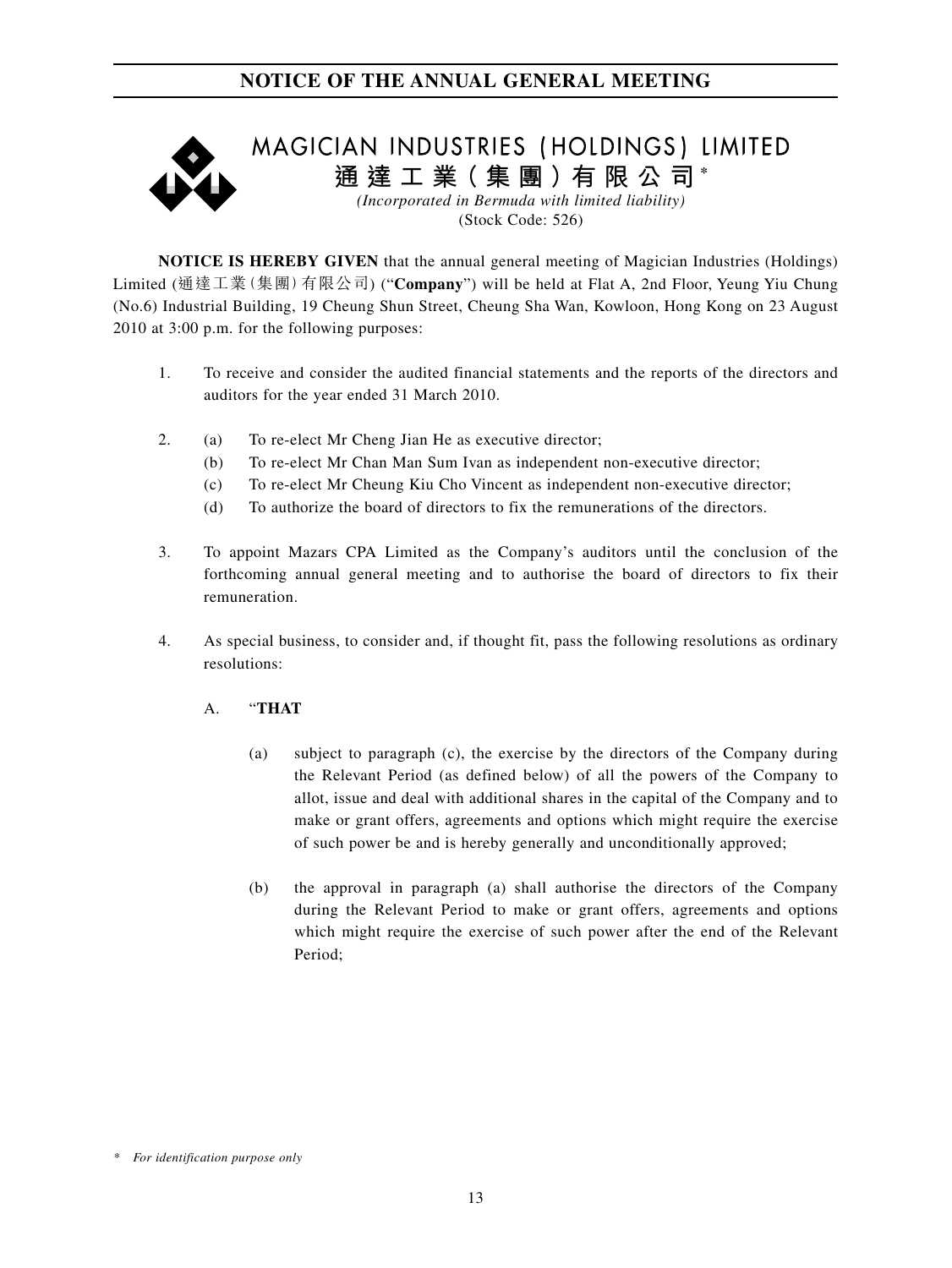# NOTICE OF THE ANNUAL GENERAL MEETING

MAGICIAN INDUSTRIES (HOLDINGS) LIMITED

**通達工業(集團)有限公司*** 

*(Incorporated in Bermuda with limited liability)*

(Stock Code: 526)

**NOTICE IS HEREBY GIVEN** that the annual general meeting of Magician Industries (Holdings) Limited (通達工業(集團)有限公司) ("**Company**") will be held at Flat A, 2nd Floor, Yeung Yiu Chung (No.6) Industrial Building, 19 Cheung Shun Street, Cheung Sha Wan, Kowloon, Hong Kong on 23 August 2010 at 3:00 p.m. for the following purposes:

1. To receive and consider the audited financial statements and the reports of the directors and auditors for the year ended 31 March 2010.

2. (a) To re-elect Mr Cheng Jian He as executive director;
   (b) To re-elect Mr Chan Man Sum Ivan as independent non-executive director;
   (c) To re-elect Mr Cheung Kiu Cho Vincent as independent non-executive director;
   (d) To authorize the board of directors to fix the remunerations of the directors.

3. To appoint Mazars CPA Limited as the Company's auditors until the conclusion of the forthcoming annual general meeting and to authorise the board of directors to fix their remuneration.

4. As special business, to consider and, if thought fit, pass the following resolutions as ordinary resolutions:

   A. "**THAT**

   (a) subject to paragraph (c), the exercise by the directors of the Company during the Relevant Period (as defined below) of all the powers of the Company to allot, issue and deal with additional shares in the capital of the Company and to make or grant offers, agreements and options which might require the exercise of such power be and is hereby generally and unconditionally approved;

   (b) the approval in paragraph (a) shall authorise the directors of the Company during the Relevant Period to make or grant offers, agreements and options which might require the exercise of such power after the end of the Relevant Period;

\* *For identification purpose only*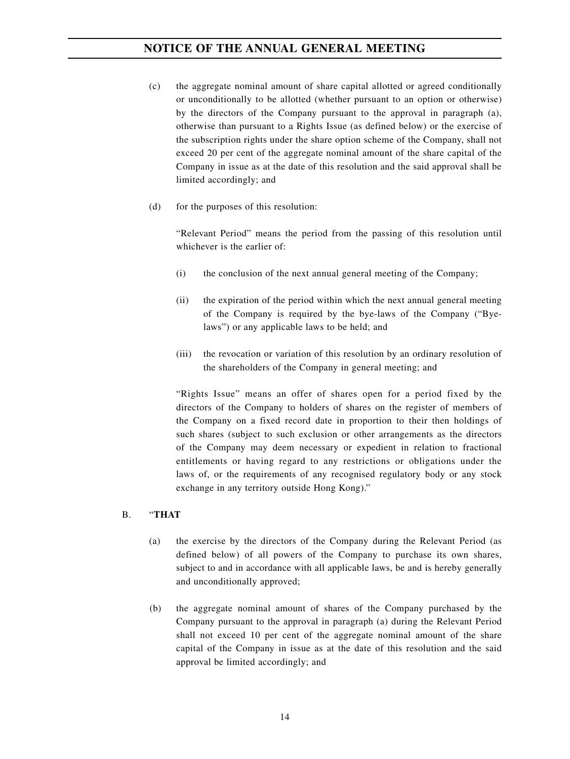(c) the aggregate nominal amount of share capital allotted or agreed conditionally or unconditionally to be allotted (whether pursuant to an option or otherwise) by the directors of the Company pursuant to the approval in paragraph (a), otherwise than pursuant to a Rights Issue (as defined below) or the exercise of the subscription rights under the share option scheme of the Company, shall not exceed 20 per cent of the aggregate nominal amount of the share capital of the Company in issue as at the date of this resolution and the said approval shall be limited accordingly; and

(d) for the purposes of this resolution:

"Relevant Period" means the period from the passing of this resolution until whichever is the earlier of:

(i) the conclusion of the next annual general meeting of the Company;

(ii) the expiration of the period within which the next annual general meeting of the Company is required by the bye-laws of the Company ("Bye-laws") or any applicable laws to be held; and

(iii) the revocation or variation of this resolution by an ordinary resolution of the shareholders of the Company in general meeting; and

"Rights Issue" means an offer of shares open for a period fixed by the directors of the Company to holders of shares on the register of members of the Company on a fixed record date in proportion to their then holdings of such shares (subject to such exclusion or other arrangements as the directors of the Company may deem necessary or expedient in relation to fractional entitlements or having regard to any restrictions or obligations under the laws of, or the requirements of any recognised regulatory body or any stock exchange in any territory outside Hong Kong)."

B. "**THAT**

(a) the exercise by the directors of the Company during the Relevant Period (as defined below) of all powers of the Company to purchase its own shares, subject to and in accordance with all applicable laws, be and is hereby generally and unconditionally approved;

(b) the aggregate nominal amount of shares of the Company purchased by the Company pursuant to the approval in paragraph (a) during the Relevant Period shall not exceed 10 per cent of the aggregate nominal amount of the share capital of the Company in issue as at the date of this resolution and the said approval be limited accordingly; and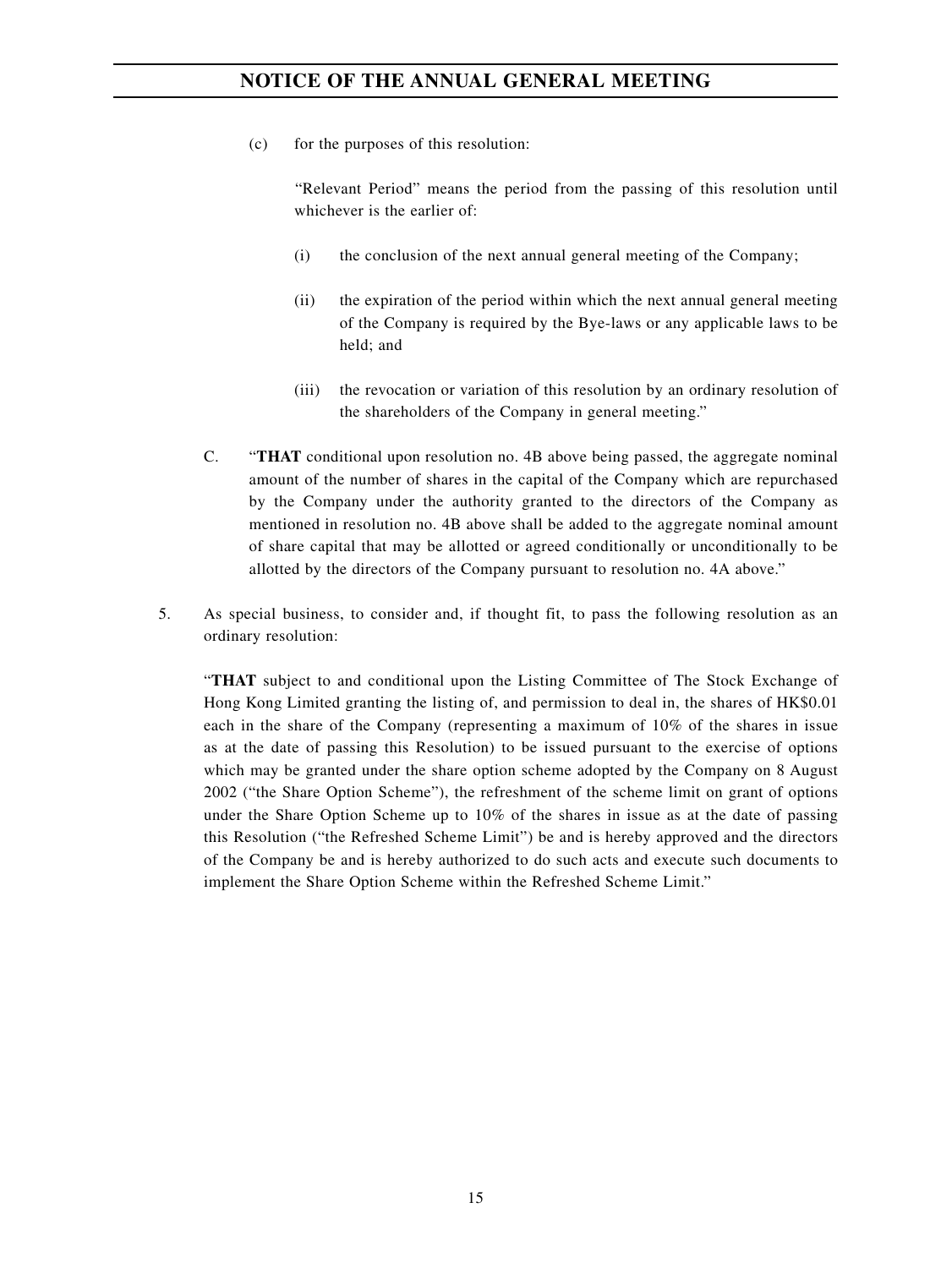(c) for the purposes of this resolution:

"Relevant Period" means the period from the passing of this resolution until whichever is the earlier of:

(i) the conclusion of the next annual general meeting of the Company;

(ii) the expiration of the period within which the next annual general meeting of the Company is required by the Bye-laws or any applicable laws to be held; and

(iii) the revocation or variation of this resolution by an ordinary resolution of the shareholders of the Company in general meeting."

C. "**THAT** conditional upon resolution no. 4B above being passed, the aggregate nominal amount of the number of shares in the capital of the Company which are repurchased by the Company under the authority granted to the directors of the Company as mentioned in resolution no. 4B above shall be added to the aggregate nominal amount of share capital that may be allotted or agreed conditionally or unconditionally to be allotted by the directors of the Company pursuant to resolution no. 4A above."

5. As special business, to consider and, if thought fit, to pass the following resolution as an ordinary resolution:

"**THAT** subject to and conditional upon the Listing Committee of The Stock Exchange of Hong Kong Limited granting the listing of, and permission to deal in, the shares of HK$0.01 each in the share of the Company (representing a maximum of 10% of the shares in issue as at the date of passing this Resolution) to be issued pursuant to the exercise of options which may be granted under the share option scheme adopted by the Company on 8 August 2002 ("the Share Option Scheme"), the refreshment of the scheme limit on grant of options under the Share Option Scheme up to 10% of the shares in issue as at the date of passing this Resolution ("the Refreshed Scheme Limit") be and is hereby approved and the directors of the Company be and is hereby authorized to do such acts and execute such documents to implement the Share Option Scheme within the Refreshed Scheme Limit."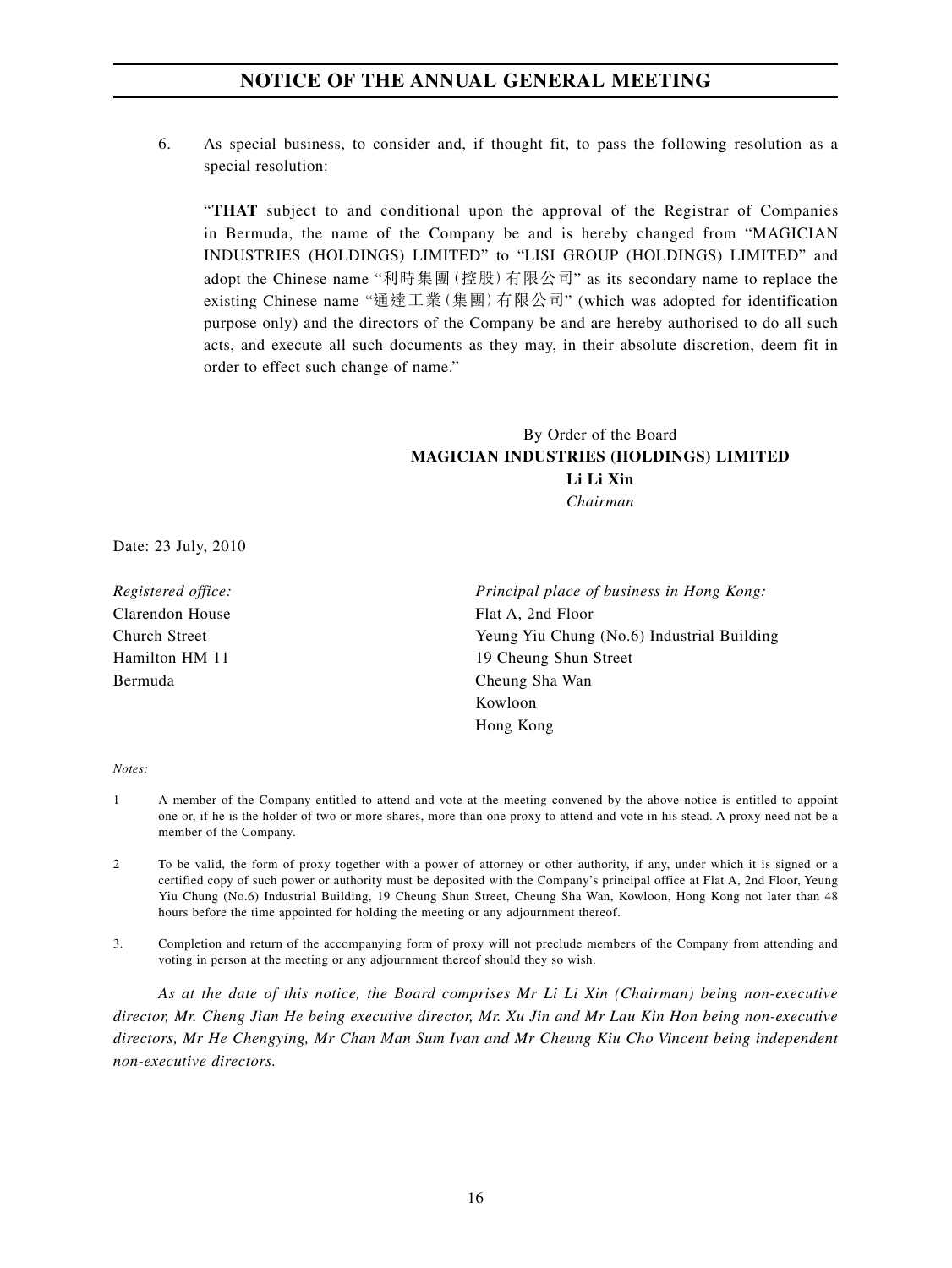6. As special business, to consider and, if thought fit, to pass the following resolution as a special resolution:

   "**THAT** subject to and conditional upon the approval of the Registrar of Companies in Bermuda, the name of the Company be and is hereby changed from "MAGICIAN INDUSTRIES (HOLDINGS) LIMITED" to "LISI GROUP (HOLDINGS) LIMITED" and adopt the Chinese name "利時集團(控股)有限公司" as its secondary name to replace the existing Chinese name "通達工業(集團)有限公司" (which was adopted for identification purpose only) and the directors of the Company be and are hereby authorised to do all such acts, and execute all such documents as they may, in their absolute discretion, deem fit in order to effect such change of name."

By Order of the Board
**MAGICIAN INDUSTRIES (HOLDINGS) LIMITED**
**Li Li Xin**
*Chairman*

Date: 23 July, 2010

*Registered office:*
Clarendon House
Church Street
Hamilton HM 11
Bermuda

*Principal place of business in Hong Kong:*
Flat A, 2nd Floor
Yeung Yiu Chung (No.6) Industrial Building
19 Cheung Shun Street
Cheung Sha Wan
Kowloon
Hong Kong

*Notes:*

1 A member of the Company entitled to attend and vote at the meeting convened by the above notice is entitled to appoint one or, if he is the holder of two or more shares, more than one proxy to attend and vote in his stead. A proxy need not be a member of the Company.

2 To be valid, the form of proxy together with a power of attorney or other authority, if any, under which it is signed or a certified copy of such power or authority must be deposited with the Company's principal office at Flat A, 2nd Floor, Yeung Yiu Chung (No.6) Industrial Building, 19 Cheung Shun Street, Cheung Sha Wan, Kowloon, Hong Kong not later than 48 hours before the time appointed for holding the meeting or any adjournment thereof.

3. Completion and return of the accompanying form of proxy will not preclude members of the Company from attending and voting in person at the meeting or any adjournment thereof should they so wish.

*As at the date of this notice, the Board comprises Mr Li Li Xin (Chairman) being non-executive director, Mr. Cheng Jian He being executive director, Mr. Xu Jin and Mr Lau Kin Hon being non-executive directors, Mr He Chengying, Mr Chan Man Sum Ivan and Mr Cheung Kiu Cho Vincent being independent non-executive directors.*